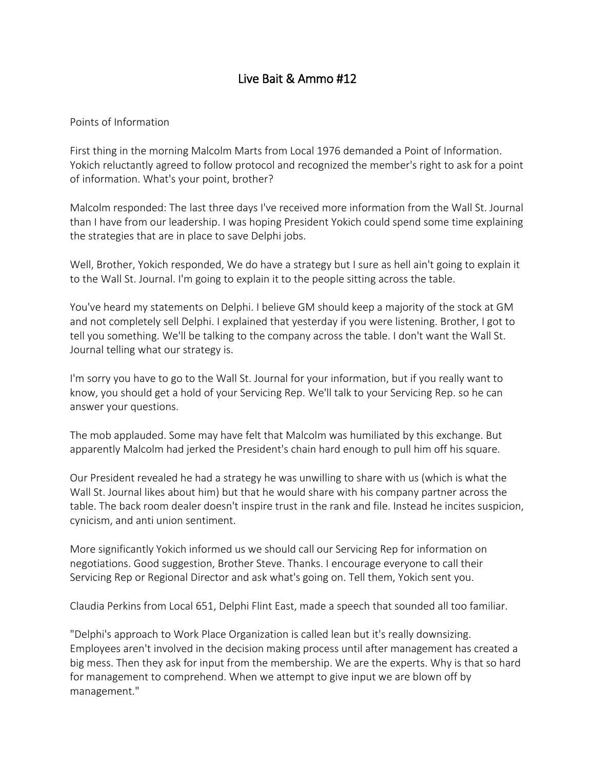# Live Bait & Ammo #12

Points of Information

First thing in the morning Malcolm Marts from Local 1976 demanded a Point of Information. Yokich reluctantly agreed to follow protocol and recognized the member's right to ask for a point of information. What's your point, brother?

Malcolm responded: The last three days I've received more information from the Wall St. Journal than I have from our leadership. I was hoping President Yokich could spend some time explaining the strategies that are in place to save Delphi jobs.

Well, Brother, Yokich responded, We do have a strategy but I sure as hell ain't going to explain it to the Wall St. Journal. I'm going to explain it to the people sitting across the table.

You've heard my statements on Delphi. I believe GM should keep a majority of the stock at GM and not completely sell Delphi. I explained that yesterday if you were listening. Brother, I got to tell you something. We'll be talking to the company across the table. I don't want the Wall St. Journal telling what our strategy is.

I'm sorry you have to go to the Wall St. Journal for your information, but if you really want to know, you should get a hold of your Servicing Rep. We'll talk to your Servicing Rep. so he can answer your questions.

The mob applauded. Some may have felt that Malcolm was humiliated by this exchange. But apparently Malcolm had jerked the President's chain hard enough to pull him off his square.

Our President revealed he had a strategy he was unwilling to share with us (which is what the Wall St. Journal likes about him) but that he would share with his company partner across the table. The back room dealer doesn't inspire trust in the rank and file. Instead he incites suspicion, cynicism, and anti union sentiment.

More significantly Yokich informed us we should call our Servicing Rep for information on negotiations. Good suggestion, Brother Steve. Thanks. I encourage everyone to call their Servicing Rep or Regional Director and ask what's going on. Tell them, Yokich sent you.

Claudia Perkins from Local 651, Delphi Flint East, made a speech that sounded all too familiar.

"Delphi's approach to Work Place Organization is called lean but it's really downsizing. Employees aren't involved in the decision making process until after management has created a big mess. Then they ask for input from the membership. We are the experts. Why is that so hard for management to comprehend. When we attempt to give input we are blown off by management."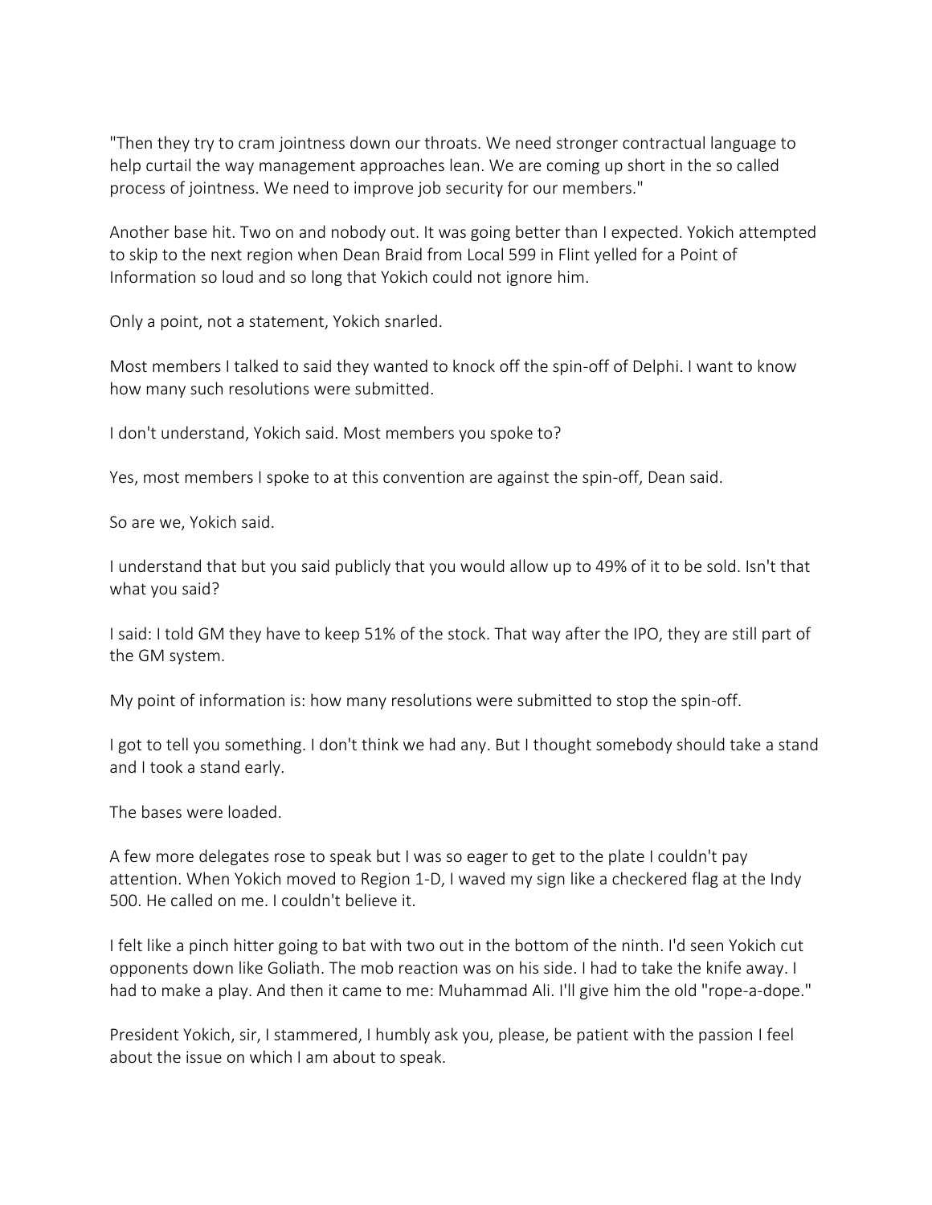"Then they try to cram jointness down our throats. We need stronger contractual language to help curtail the way management approaches lean. We are coming up short in the so called process of jointness. We need to improve job security for our members."

Another base hit. Two on and nobody out. It was going better than I expected. Yokich attempted to skip to the next region when Dean Braid from Local 599 in Flint yelled for a Point of Information so loud and so long that Yokich could not ignore him.

Only a point, not a statement, Yokich snarled.

Most members I talked to said they wanted to knock off the spin-off of Delphi. I want to know how many such resolutions were submitted.

I don't understand, Yokich said. Most members you spoke to?

Yes, most members I spoke to at this convention are against the spin-off, Dean said.

So are we, Yokich said.

I understand that but you said publicly that you would allow up to 49% of it to be sold. Isn't that what you said?

I said: I told GM they have to keep 51% of the stock. That way after the IPO, they are still part of the GM system.

My point of information is: how many resolutions were submitted to stop the spin-off.

I got to tell you something. I don't think we had any. But I thought somebody should take a stand and I took a stand early.

The bases were loaded.

A few more delegates rose to speak but I was so eager to get to the plate I couldn't pay attention. When Yokich moved to Region 1-D, I waved my sign like a checkered flag at the Indy 500. He called on me. I couldn't believe it.

I felt like a pinch hitter going to bat with two out in the bottom of the ninth. I'd seen Yokich cut opponents down like Goliath. The mob reaction was on his side. I had to take the knife away. I had to make a play. And then it came to me: Muhammad Ali. I'll give him the old "rope-a-dope."

President Yokich, sir, I stammered, I humbly ask you, please, be patient with the passion I feel about the issue on which I am about to speak.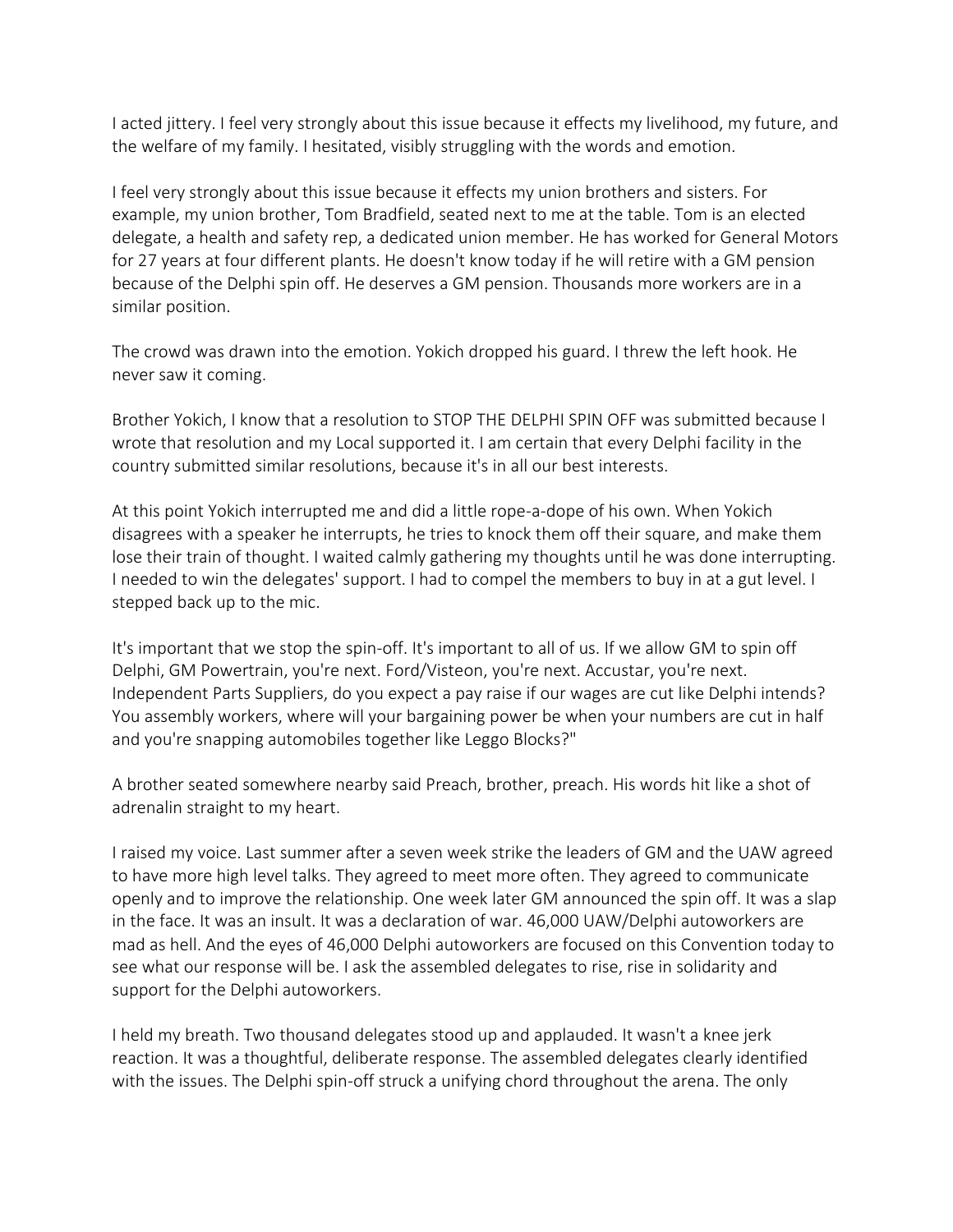I acted jittery. I feel very strongly about this issue because it effects my livelihood, my future, and the welfare of my family. I hesitated, visibly struggling with the words and emotion.

I feel very strongly about this issue because it effects my union brothers and sisters. For example, my union brother, Tom Bradfield, seated next to me at the table. Tom is an elected delegate, a health and safety rep, a dedicated union member. He has worked for General Motors for 27 years at four different plants. He doesn't know today if he will retire with a GM pension because of the Delphi spin off. He deserves a GM pension. Thousands more workers are in a similar position.

The crowd was drawn into the emotion. Yokich dropped his guard. I threw the left hook. He never saw it coming.

Brother Yokich, I know that a resolution to STOP THE DELPHI SPIN OFF was submitted because I wrote that resolution and my Local supported it. I am certain that every Delphi facility in the country submitted similar resolutions, because it's in all our best interests.

At this point Yokich interrupted me and did a little rope-a-dope of his own. When Yokich disagrees with a speaker he interrupts, he tries to knock them off their square, and make them lose their train of thought. I waited calmly gathering my thoughts until he was done interrupting. I needed to win the delegates' support. I had to compel the members to buy in at a gut level. I stepped back up to the mic.

It's important that we stop the spin-off. It's important to all of us. If we allow GM to spin off Delphi, GM Powertrain, you're next. Ford/Visteon, you're next. Accustar, you're next. Independent Parts Suppliers, do you expect a pay raise if our wages are cut like Delphi intends? You assembly workers, where will your bargaining power be when your numbers are cut in half and you're snapping automobiles together like Leggo Blocks?"

A brother seated somewhere nearby said Preach, brother, preach. His words hit like a shot of adrenalin straight to my heart.

I raised my voice. Last summer after a seven week strike the leaders of GM and the UAW agreed to have more high level talks. They agreed to meet more often. They agreed to communicate openly and to improve the relationship. One week later GM announced the spin off. It was a slap in the face. It was an insult. It was a declaration of war. 46,000 UAW/Delphi autoworkers are mad as hell. And the eyes of 46,000 Delphi autoworkers are focused on this Convention today to see what our response will be. I ask the assembled delegates to rise, rise in solidarity and support for the Delphi autoworkers.

I held my breath. Two thousand delegates stood up and applauded. It wasn't a knee jerk reaction. It was a thoughtful, deliberate response. The assembled delegates clearly identified with the issues. The Delphi spin-off struck a unifying chord throughout the arena. The only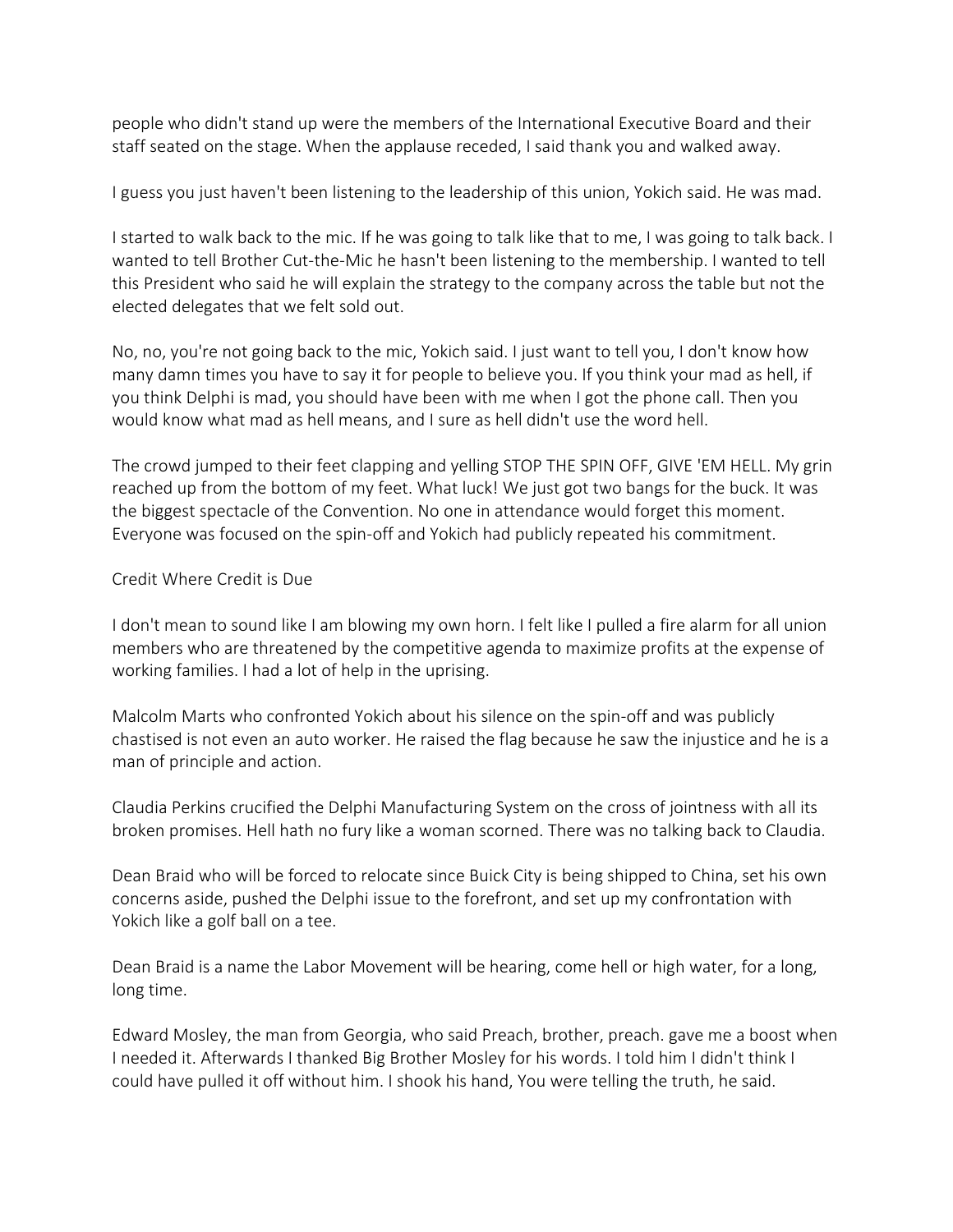people who didn't stand up were the members of the International Executive Board and their staff seated on the stage. When the applause receded, I said thank you and walked away.

I guess you just haven't been listening to the leadership of this union, Yokich said. He was mad.

I started to walk back to the mic. If he was going to talk like that to me, I was going to talk back. I wanted to tell Brother Cut-the-Mic he hasn't been listening to the membership. I wanted to tell this President who said he will explain the strategy to the company across the table but not the elected delegates that we felt sold out.

No, no, you're not going back to the mic, Yokich said. I just want to tell you, I don't know how many damn times you have to say it for people to believe you. If you think your mad as hell, if you think Delphi is mad, you should have been with me when I got the phone call. Then you would know what mad as hell means, and I sure as hell didn't use the word hell.

The crowd jumped to their feet clapping and yelling STOP THE SPIN OFF, GIVE 'EM HELL. My grin reached up from the bottom of my feet. What luck! We just got two bangs for the buck. It was the biggest spectacle of the Convention. No one in attendance would forget this moment. Everyone was focused on the spin-off and Yokich had publicly repeated his commitment.

## Credit Where Credit is Due

I don't mean to sound like I am blowing my own horn. I felt like I pulled a fire alarm for all union members who are threatened by the competitive agenda to maximize profits at the expense of working families. I had a lot of help in the uprising.

Malcolm Marts who confronted Yokich about his silence on the spin-off and was publicly chastised is not even an auto worker. He raised the flag because he saw the injustice and he is a man of principle and action.

Claudia Perkins crucified the Delphi Manufacturing System on the cross of jointness with all its broken promises. Hell hath no fury like a woman scorned. There was no talking back to Claudia.

Dean Braid who will be forced to relocate since Buick City is being shipped to China, set his own concerns aside, pushed the Delphi issue to the forefront, and set up my confrontation with Yokich like a golf ball on a tee.

Dean Braid is a name the Labor Movement will be hearing, come hell or high water, for a long, long time.

Edward Mosley, the man from Georgia, who said Preach, brother, preach. gave me a boost when I needed it. Afterwards I thanked Big Brother Mosley for his words. I told him I didn't think I could have pulled it off without him. I shook his hand, You were telling the truth, he said.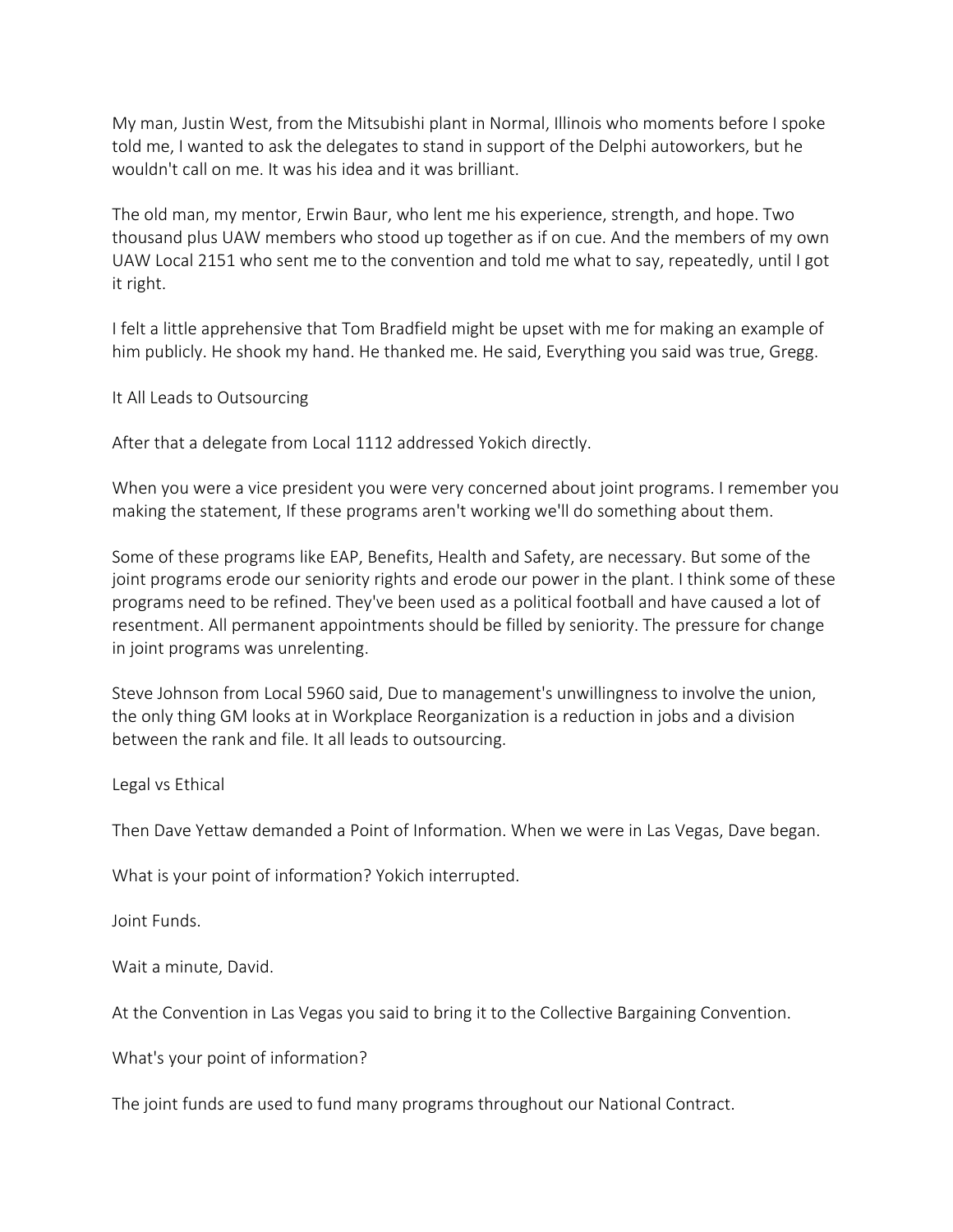My man, Justin West, from the Mitsubishi plant in Normal, Illinois who moments before I spoke told me, I wanted to ask the delegates to stand in support of the Delphi autoworkers, but he wouldn't call on me. It was his idea and it was brilliant.

The old man, my mentor, Erwin Baur, who lent me his experience, strength, and hope. Two thousand plus UAW members who stood up together as if on cue. And the members of my own UAW Local 2151 who sent me to the convention and told me what to say, repeatedly, until I got it right.

I felt a little apprehensive that Tom Bradfield might be upset with me for making an example of him publicly. He shook my hand. He thanked me. He said, Everything you said was true, Gregg.

## It All Leads to Outsourcing

After that a delegate from Local 1112 addressed Yokich directly.

When you were a vice president you were very concerned about joint programs. I remember you making the statement, If these programs aren't working we'll do something about them.

Some of these programs like EAP, Benefits, Health and Safety, are necessary. But some of the joint programs erode our seniority rights and erode our power in the plant. I think some of these programs need to be refined. They've been used as a political football and have caused a lot of resentment. All permanent appointments should be filled by seniority. The pressure for change in joint programs was unrelenting.

Steve Johnson from Local 5960 said, Due to management's unwillingness to involve the union, the only thing GM looks at in Workplace Reorganization is a reduction in jobs and a division between the rank and file. It all leads to outsourcing.

## Legal vs Ethical

Then Dave Yettaw demanded a Point of Information. When we were in Las Vegas, Dave began.

What is your point of information? Yokich interrupted.

Joint Funds.

Wait a minute, David.

At the Convention in Las Vegas you said to bring it to the Collective Bargaining Convention.

What's your point of information?

The joint funds are used to fund many programs throughout our National Contract.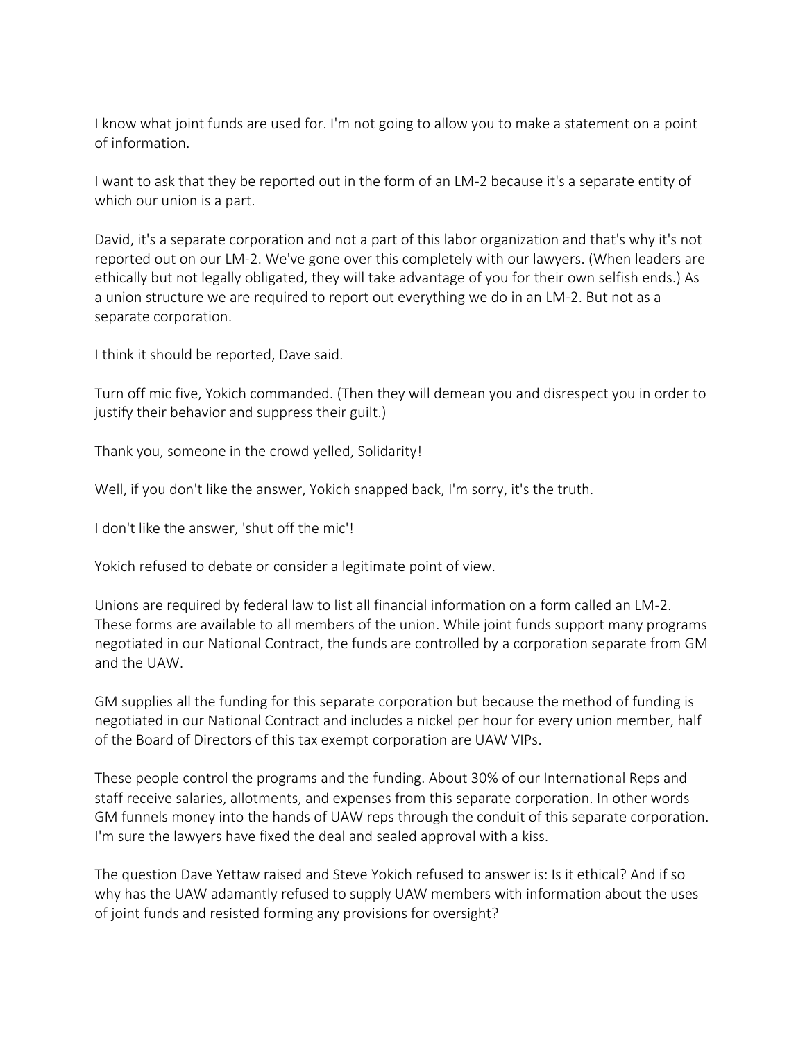I know what joint funds are used for. I'm not going to allow you to make a statement on a point of information.

I want to ask that they be reported out in the form of an LM-2 because it's a separate entity of which our union is a part.

David, it's a separate corporation and not a part of this labor organization and that's why it's not reported out on our LM-2. We've gone over this completely with our lawyers. (When leaders are ethically but not legally obligated, they will take advantage of you for their own selfish ends.) As a union structure we are required to report out everything we do in an LM-2. But not as a separate corporation.

I think it should be reported, Dave said.

Turn off mic five, Yokich commanded. (Then they will demean you and disrespect you in order to justify their behavior and suppress their guilt.)

Thank you, someone in the crowd yelled, Solidarity!

Well, if you don't like the answer, Yokich snapped back, I'm sorry, it's the truth.

I don't like the answer, 'shut off the mic'!

Yokich refused to debate or consider a legitimate point of view.

Unions are required by federal law to list all financial information on a form called an LM-2. These forms are available to all members of the union. While joint funds support many programs negotiated in our National Contract, the funds are controlled by a corporation separate from GM and the UAW.

GM supplies all the funding for this separate corporation but because the method of funding is negotiated in our National Contract and includes a nickel per hour for every union member, half of the Board of Directors of this tax exempt corporation are UAW VIPs.

These people control the programs and the funding. About 30% of our International Reps and staff receive salaries, allotments, and expenses from this separate corporation. In other words GM funnels money into the hands of UAW reps through the conduit of this separate corporation. I'm sure the lawyers have fixed the deal and sealed approval with a kiss.

The question Dave Yettaw raised and Steve Yokich refused to answer is: Is it ethical? And if so why has the UAW adamantly refused to supply UAW members with information about the uses of joint funds and resisted forming any provisions for oversight?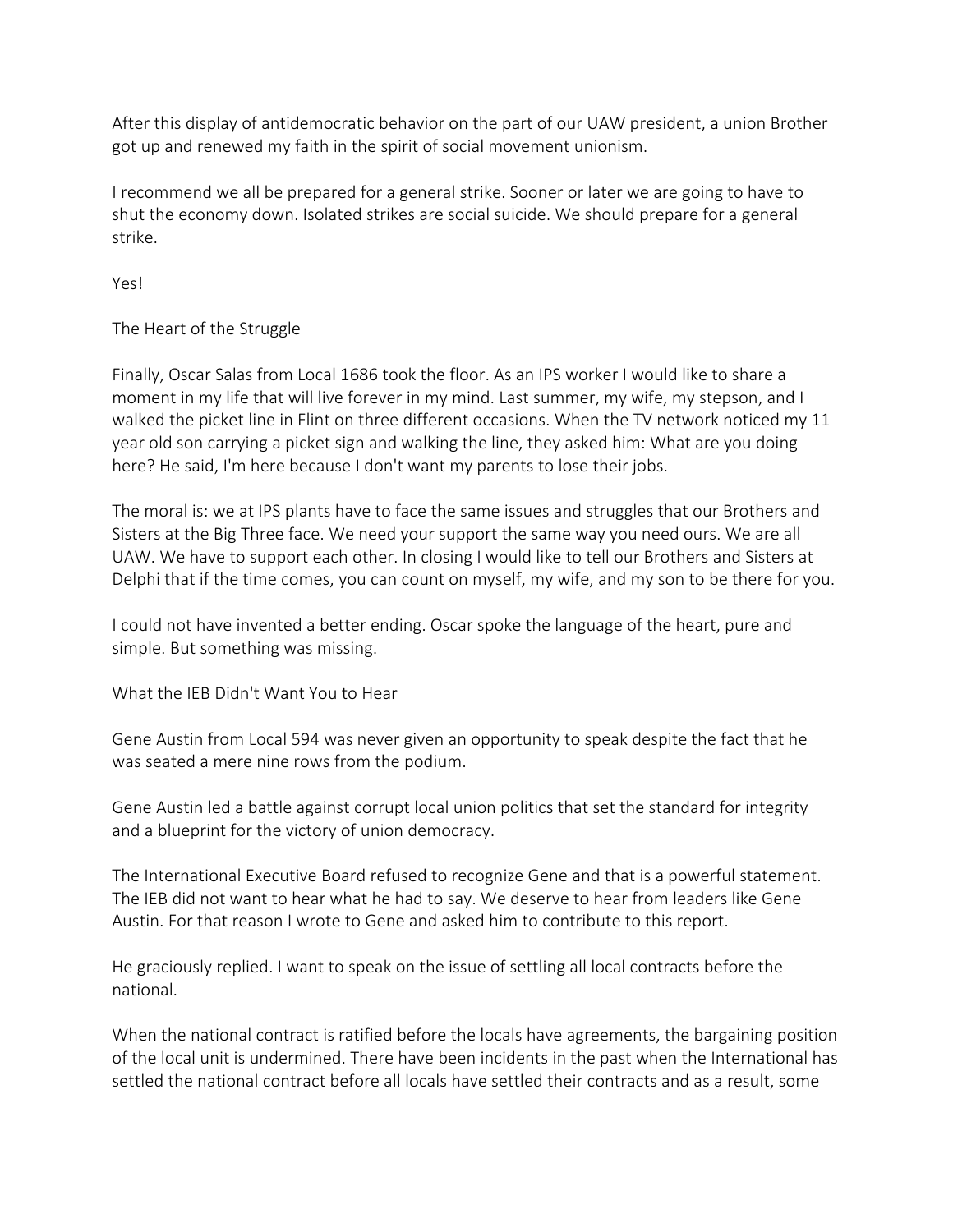After this display of antidemocratic behavior on the part of our UAW president, a union Brother got up and renewed my faith in the spirit of social movement unionism.

I recommend we all be prepared for a general strike. Sooner or later we are going to have to shut the economy down. Isolated strikes are social suicide. We should prepare for a general strike.

Yes!

## The Heart of the Struggle

Finally, Oscar Salas from Local 1686 took the floor. As an IPS worker I would like to share a moment in my life that will live forever in my mind. Last summer, my wife, my stepson, and I walked the picket line in Flint on three different occasions. When the TV network noticed my 11 year old son carrying a picket sign and walking the line, they asked him: What are you doing here? He said, I'm here because I don't want my parents to lose their jobs.

The moral is: we at IPS plants have to face the same issues and struggles that our Brothers and Sisters at the Big Three face. We need your support the same way you need ours. We are all UAW. We have to support each other. In closing I would like to tell our Brothers and Sisters at Delphi that if the time comes, you can count on myself, my wife, and my son to be there for you.

I could not have invented a better ending. Oscar spoke the language of the heart, pure and simple. But something was missing.

## What the IEB Didn't Want You to Hear

Gene Austin from Local 594 was never given an opportunity to speak despite the fact that he was seated a mere nine rows from the podium.

Gene Austin led a battle against corrupt local union politics that set the standard for integrity and a blueprint for the victory of union democracy.

The International Executive Board refused to recognize Gene and that is a powerful statement. The IEB did not want to hear what he had to say. We deserve to hear from leaders like Gene Austin. For that reason I wrote to Gene and asked him to contribute to this report.

He graciously replied. I want to speak on the issue of settling all local contracts before the national.

When the national contract is ratified before the locals have agreements, the bargaining position of the local unit is undermined. There have been incidents in the past when the International has settled the national contract before all locals have settled their contracts and as a result, some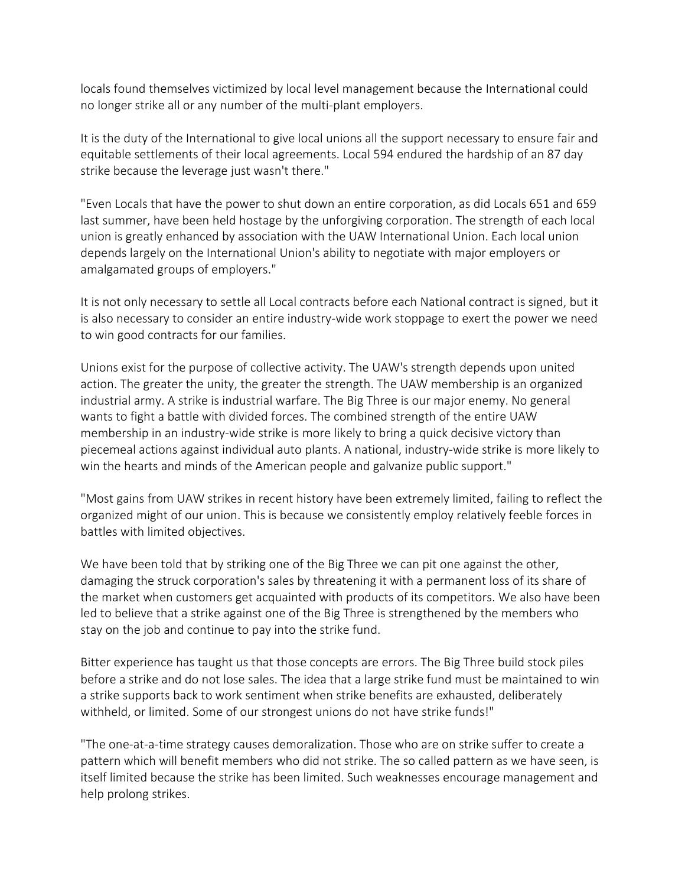locals found themselves victimized by local level management because the International could no longer strike all or any number of the multi-plant employers.

It is the duty of the International to give local unions all the support necessary to ensure fair and equitable settlements of their local agreements. Local 594 endured the hardship of an 87 day strike because the leverage just wasn't there."

"Even Locals that have the power to shut down an entire corporation, as did Locals 651 and 659 last summer, have been held hostage by the unforgiving corporation. The strength of each local union is greatly enhanced by association with the UAW International Union. Each local union depends largely on the International Union's ability to negotiate with major employers or amalgamated groups of employers."

It is not only necessary to settle all Local contracts before each National contract is signed, but it is also necessary to consider an entire industry-wide work stoppage to exert the power we need to win good contracts for our families.

Unions exist for the purpose of collective activity. The UAW's strength depends upon united action. The greater the unity, the greater the strength. The UAW membership is an organized industrial army. A strike is industrial warfare. The Big Three is our major enemy. No general wants to fight a battle with divided forces. The combined strength of the entire UAW membership in an industry-wide strike is more likely to bring a quick decisive victory than piecemeal actions against individual auto plants. A national, industry-wide strike is more likely to win the hearts and minds of the American people and galvanize public support."

"Most gains from UAW strikes in recent history have been extremely limited, failing to reflect the organized might of our union. This is because we consistently employ relatively feeble forces in battles with limited objectives.

We have been told that by striking one of the Big Three we can pit one against the other, damaging the struck corporation's sales by threatening it with a permanent loss of its share of the market when customers get acquainted with products of its competitors. We also have been led to believe that a strike against one of the Big Three is strengthened by the members who stay on the job and continue to pay into the strike fund.

Bitter experience has taught us that those concepts are errors. The Big Three build stock piles before a strike and do not lose sales. The idea that a large strike fund must be maintained to win a strike supports back to work sentiment when strike benefits are exhausted, deliberately withheld, or limited. Some of our strongest unions do not have strike funds!"

"The one-at-a-time strategy causes demoralization. Those who are on strike suffer to create a pattern which will benefit members who did not strike. The so called pattern as we have seen, is itself limited because the strike has been limited. Such weaknesses encourage management and help prolong strikes.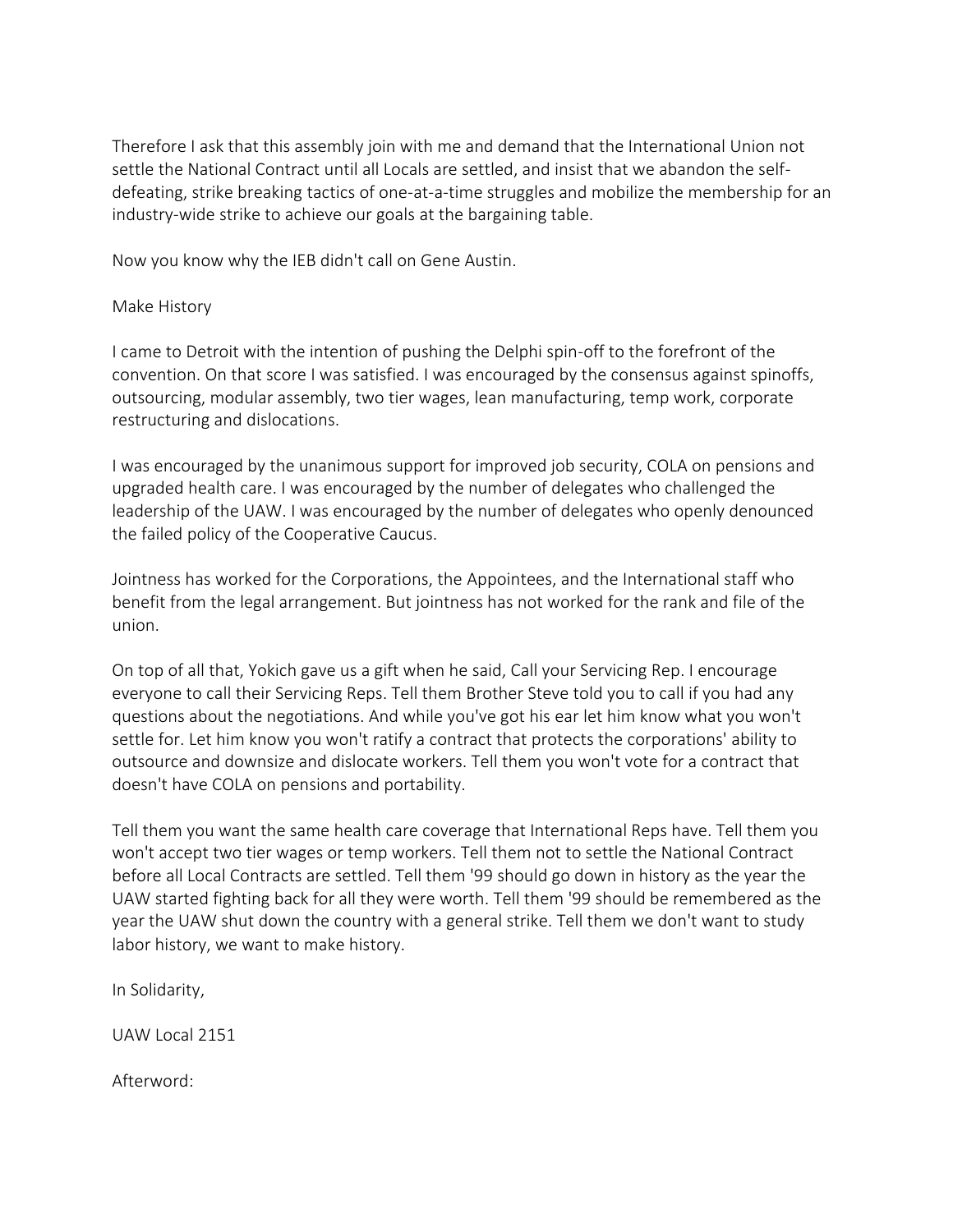Therefore I ask that this assembly join with me and demand that the International Union not settle the National Contract until all Locals are settled, and insist that we abandon the self-defeating, strike breaking tactics of one-at-a-time struggles and mobilize the membership for an industry-wide strike to achieve our goals at the bargaining table.

Now you know why the IEB didn't call on Gene Austin.

## Make History

I came to Detroit with the intention of pushing the Delphi spin-off to the forefront of the convention. On that score I was satisfied. I was encouraged by the consensus against spinoffs, outsourcing, modular assembly, two tier wages, lean manufacturing, temp work, corporate restructuring and dislocations.

I was encouraged by the unanimous support for improved job security, COLA on pensions and upgraded health care. I was encouraged by the number of delegates who challenged the leadership of the UAW. I was encouraged by the number of delegates who openly denounced the failed policy of the Cooperative Caucus.

Jointness has worked for the Corporations, the Appointees, and the International staff who benefit from the legal arrangement. But jointness has not worked for the rank and file of the union.

On top of all that, Yokich gave us a gift when he said, Call your Servicing Rep. I encourage everyone to call their Servicing Reps. Tell them Brother Steve told you to call if you had any questions about the negotiations. And while you've got his ear let him know what you won't settle for. Let him know you won't ratify a contract that protects the corporations' ability to outsource and downsize and dislocate workers. Tell them you won't vote for a contract that doesn't have COLA on pensions and portability.

Tell them you want the same health care coverage that International Reps have. Tell them you won't accept two tier wages or temp workers. Tell them not to settle the National Contract before all Local Contracts are settled. Tell them '99 should go down in history as the year the UAW started fighting back for all they were worth. Tell them '99 should be remembered as the year the UAW shut down the country with a general strike. Tell them we don't want to study labor history, we want to make history.

In Solidarity,

UAW Local 2151

Afterword: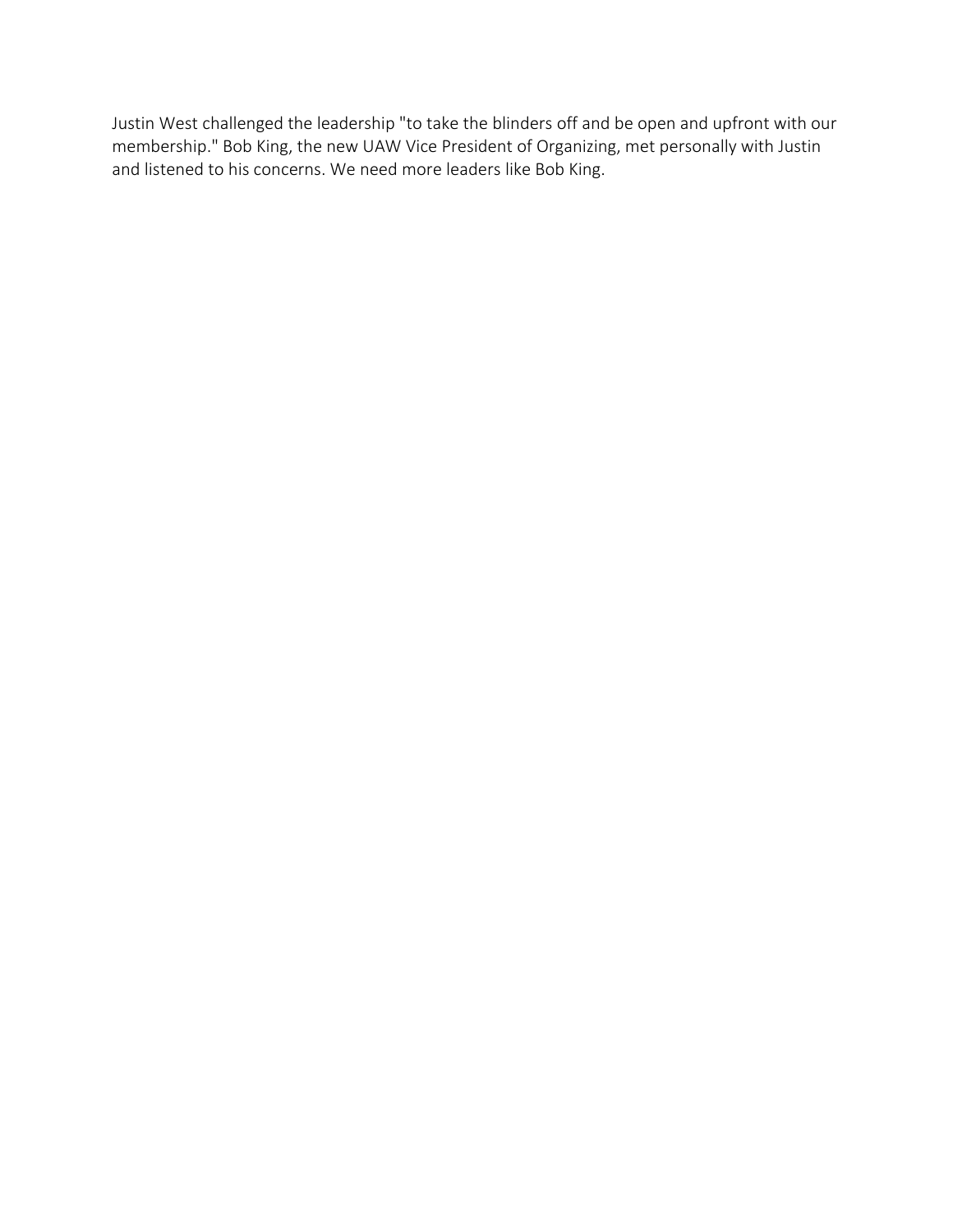Justin West challenged the leadership "to take the blinders off and be open and upfront with our membership." Bob King, the new UAW Vice President of Organizing, met personally with Justin and listened to his concerns. We need more leaders like Bob King.